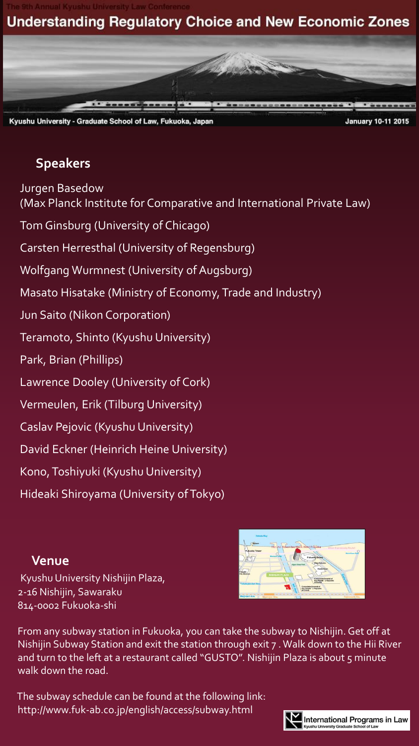The 9th Annual Kyushu University Law Conference

# Understanding Regulatory Choice and New Economic Zones

Kyushu University - Graduate School of Law, Fukuoka, Japan

January 10-11 2015

## Speakers

Jurgen Basedow
(Max Planck Institute for Comparative and International Private Law)

Tom Ginsburg (University of Chicago)

Carsten Herresthal (University of Regensburg)

Wolfgang Wurmnest (University of Augsburg)

Masato Hisatake (Ministry of Economy, Trade and Industry)

Jun Saito (Nikon Corporation)

Teramoto, Shinto (Kyushu University)

Park, Brian (Phillips)

Lawrence Dooley (University of Cork)

Vermeulen, Erik (Tilburg University)

Caslav Pejovic (Kyushu University)

David Eckner (Heinrich Heine University)

Kono, Toshiyuki (Kyushu University)

Hideaki Shiroyama (University of Tokyo)

## Venue

Kyushu University Nishijin Plaza,
2-16 Nishijin, Sawaraku
814-0002 Fukuoka-shi

From any subway station in Fukuoka, you can take the subway to Nishijin. Get off at Nishijin Subway Station and exit the station through exit 7 . Walk down to the Hii River and turn to the left at a restaurant called "GUSTO". Nishijin Plaza is about 5 minute walk down the road.

The subway schedule can be found at the following link:
http://www.fuk-ab.co.jp/english/access/subway.html

International Programs in Law
Kyushu University Graduate School of Law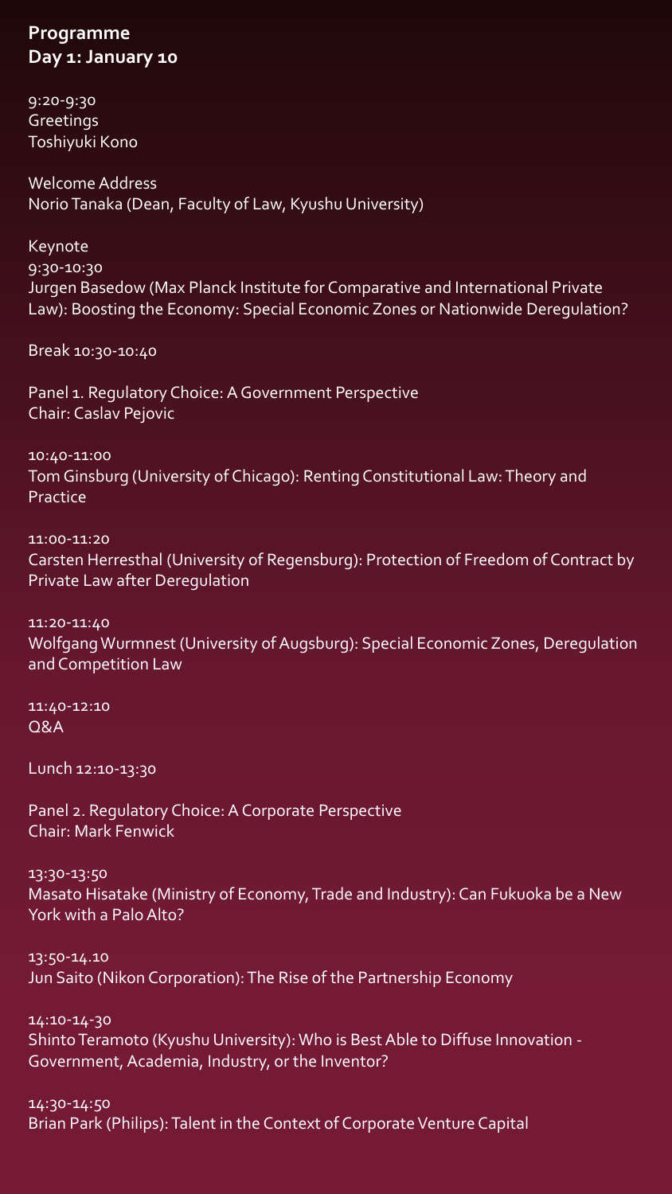**Programme**
**Day 1: January 10**

9:20-9:30
Greetings
Toshiyuki Kono

Welcome Address
Norio Tanaka (Dean, Faculty of Law, Kyushu University)

Keynote
9:30-10:30
Jurgen Basedow (Max Planck Institute for Comparative and International Private Law): Boosting the Economy: Special Economic Zones or Nationwide Deregulation?

Break 10:30-10:40

Panel 1. Regulatory Choice: A Government Perspective
Chair: Caslav Pejovic

10:40-11:00
Tom Ginsburg (University of Chicago): Renting Constitutional Law: Theory and Practice

11:00-11:20
Carsten Herresthal (University of Regensburg): Protection of Freedom of Contract by Private Law after Deregulation

11:20-11:40
Wolfgang Wurmnest (University of Augsburg): Special Economic Zones, Deregulation and Competition Law

11:40-12:10
Q&A

Lunch 12:10-13:30

Panel 2. Regulatory Choice: A Corporate Perspective
Chair: Mark Fenwick

13:30-13:50
Masato Hisatake (Ministry of Economy, Trade and Industry): Can Fukuoka be a New York with a Palo Alto?

13:50-14.10
Jun Saito (Nikon Corporation): The Rise of the Partnership Economy

14:10-14-30
Shinto Teramoto (Kyushu University): Who is Best Able to Diffuse Innovation - Government, Academia, Industry, or the Inventor?

14:30-14:50
Brian Park (Philips): Talent in the Context of Corporate Venture Capital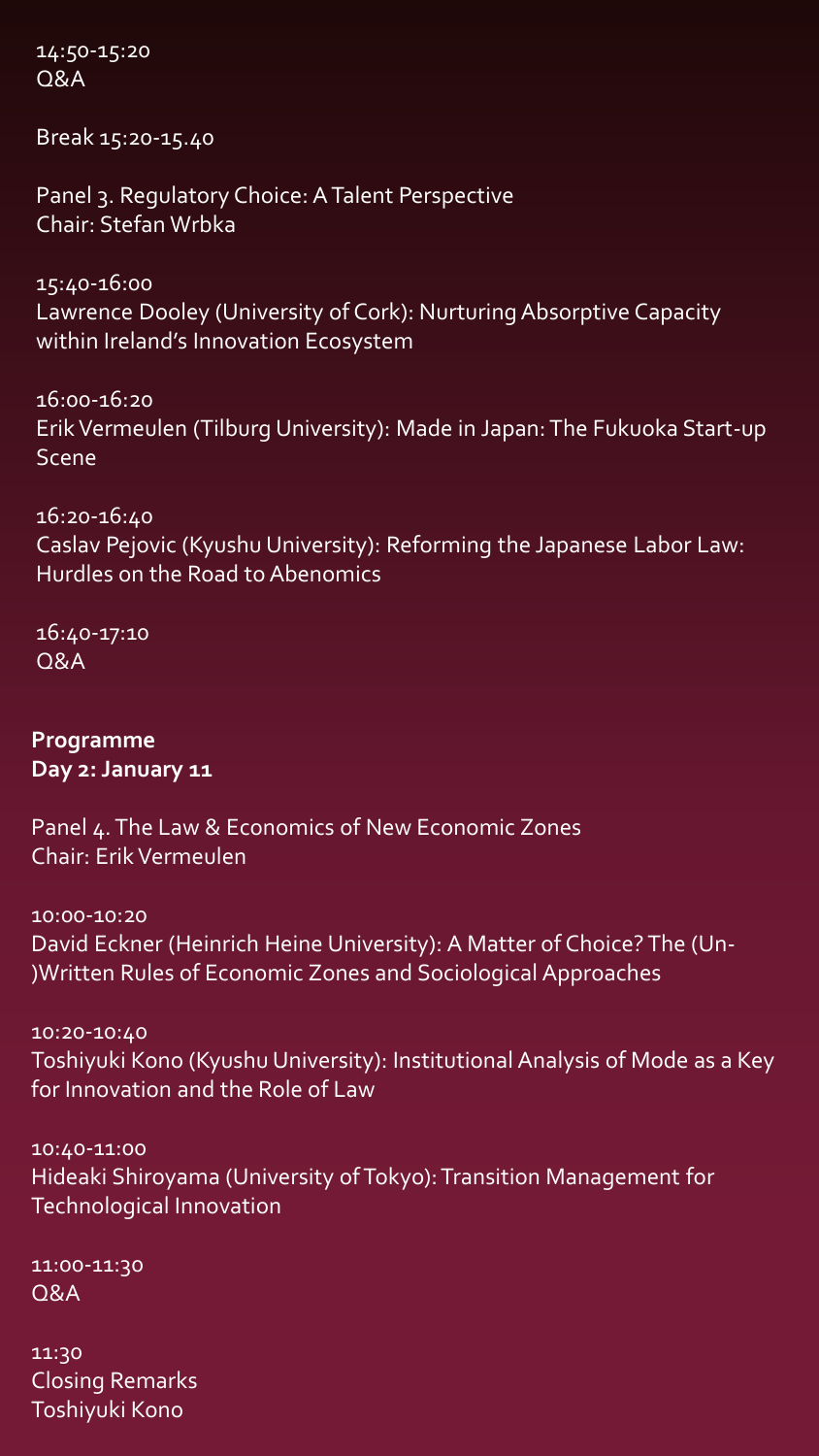14:50-15:20
Q&A

Break 15:20-15.40

Panel 3. Regulatory Choice: A Talent Perspective
Chair: Stefan Wrbka

15:40-16:00
Lawrence Dooley (University of Cork): Nurturing Absorptive Capacity within Ireland's Innovation Ecosystem

16:00-16:20
Erik Vermeulen (Tilburg University): Made in Japan: The Fukuoka Start-up Scene

16:20-16:40
Caslav Pejovic (Kyushu University): Reforming the Japanese Labor Law: Hurdles on the Road to Abenomics

16:40-17:10
Q&A

**Programme**
**Day 2: January 11**

Panel 4. The Law & Economics of New Economic Zones
Chair: Erik Vermeulen

10:00-10:20
David Eckner (Heinrich Heine University): A Matter of Choice? The (Un-)Written Rules of Economic Zones and Sociological Approaches

10:20-10:40
Toshiyuki Kono (Kyushu University): Institutional Analysis of Mode as a Key for Innovation and the Role of Law

10:40-11:00
Hideaki Shiroyama (University of Tokyo): Transition Management for Technological Innovation

11:00-11:30
Q&A

11:30
Closing Remarks
Toshiyuki Kono